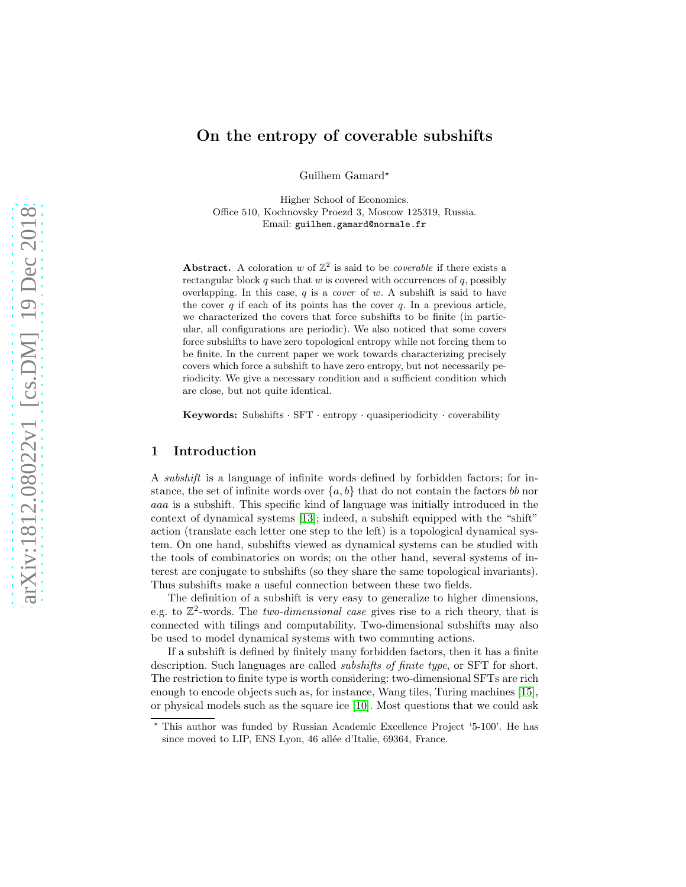# On the entropy of coverable subshifts

Guilhem Gamard*

Higher School of Economics.
Office 510, Kochnovsky Proezd 3, Moscow 125319, Russia.
Email: guilhem.gamard@normale.fr

**Abstract.** A coloration $w$ of $\mathbb{Z}^2$ is said to be *coverable* if there exists a rectangular block $q$ such that $w$ is covered with occurrences of $q$, possibly overlapping. In this case, $q$ is a *cover* of $w$. A subshift is said to have the cover $q$ if each of its points has the cover $q$. In a previous article, we characterized the covers that force subshifts to be finite (in particular, all configurations are periodic). We also noticed that some covers force subshifts to have zero topological entropy while not forcing them to be finite. In the current paper we work towards characterizing precisely covers which force a subshift to have zero entropy, but not necessarily periodicity. We give a necessary condition and a sufficient condition which are close, but not quite identical.

**Keywords:** Subshifts · SFT · entropy · quasiperiodicity · coverability

## 1 Introduction

A *subshift* is a language of infinite words defined by forbidden factors; for instance, the set of infinite words over $\{a, b\}$ that do not contain the factors *bb* nor *aaa* is a subshift. This specific kind of language was initially introduced in the context of dynamical systems [13]; indeed, a subshift equipped with the "shift" action (translate each letter one step to the left) is a topological dynamical system. On one hand, subshifts viewed as dynamical systems can be studied with the tools of combinatorics on words; on the other hand, several systems of interest are conjugate to subshifts (so they share the same topological invariants). Thus subshifts make a useful connection between these two fields.

The definition of a subshift is very easy to generalize to higher dimensions, e.g. to $\mathbb{Z}^2$-words. The *two-dimensional case* gives rise to a rich theory, that is connected with tilings and computability. Two-dimensional subshifts may also be used to model dynamical systems with two commuting actions.

If a subshift is defined by finitely many forbidden factors, then it has a finite description. Such languages are called *subshifts of finite type*, or SFT for short. The restriction to finite type is worth considering: two-dimensional SFTs are rich enough to encode objects such as, for instance, Wang tiles, Turing machines [15], or physical models such as the square ice [10]. Most questions that we could ask

---

* This author was funded by Russian Academic Excellence Project '5-100'. He has since moved to LIP, ENS Lyon, 46 allée d'Italie, 69364, France.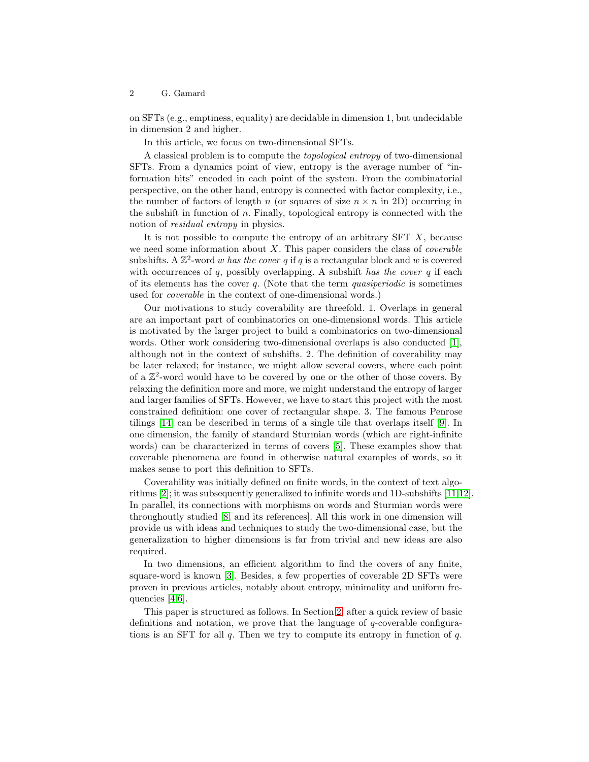on SFTs (e.g., emptiness, equality) are decidable in dimension 1, but undecidable in dimension 2 and higher.

In this article, we focus on two-dimensional SFTs.

A classical problem is to compute the *topological entropy* of two-dimensional SFTs. From a dynamics point of view, entropy is the average number of "information bits" encoded in each point of the system. From the combinatorial perspective, on the other hand, entropy is connected with factor complexity, i.e., the number of factors of length $n$ (or squares of size $n \times n$ in 2D) occurring in the subshift in function of $n$. Finally, topological entropy is connected with the notion of *residual entropy* in physics.

It is not possible to compute the entropy of an arbitrary SFT $X$, because we need some information about $X$. This paper considers the class of *coverable* subshifts. A $\mathbb{Z}^2$-word $w$ *has the cover* $q$ if $q$ is a rectangular block and $w$ is covered with occurrences of $q$, possibly overlapping. A subshift *has the cover* $q$ if each of its elements has the cover $q$. (Note that the term *quasiperiodic* is sometimes used for *coverable* in the context of one-dimensional words.)

Our motivations to study coverability are threefold. 1. Overlaps in general are an important part of combinatorics on one-dimensional words. This article is motivated by the larger project to build a combinatorics on two-dimensional words. Other work considering two-dimensional overlaps is also conducted [1], although not in the context of subshifts. 2. The definition of coverability may be later relaxed; for instance, we might allow several covers, where each point of a $\mathbb{Z}^2$-word would have to be covered by one or the other of those covers. By relaxing the definition more and more, we might understand the entropy of larger and larger families of SFTs. However, we have to start this project with the most constrained definition: one cover of rectangular shape. 3. The famous Penrose tilings [14] can be described in terms of a single tile that overlaps itself [9]. In one dimension, the family of standard Sturmian words (which are right-infinite words) can be characterized in terms of covers [5]. These examples show that coverable phenomena are found in otherwise natural examples of words, so it makes sense to port this definition to SFTs.

Coverability was initially defined on finite words, in the context of text algorithms [2]; it was subsequently generalized to infinite words and 1D-subshifts [11,12]. In parallel, its connections with morphisms on words and Sturmian words were throughoutly studied [8, and its references]. All this work in one dimension will provide us with ideas and techniques to study the two-dimensional case, but the generalization to higher dimensions is far from trivial and new ideas are also required.

In two dimensions, an efficient algorithm to find the covers of any finite, square-word is known [3]. Besides, a few properties of coverable 2D SFTs were proven in previous articles, notably about entropy, minimality and uniform frequencies [4,6].

This paper is structured as follows. In Section 2, after a quick review of basic definitions and notation, we prove that the language of $q$-coverable configurations is an SFT for all $q$. Then we try to compute its entropy in function of $q$.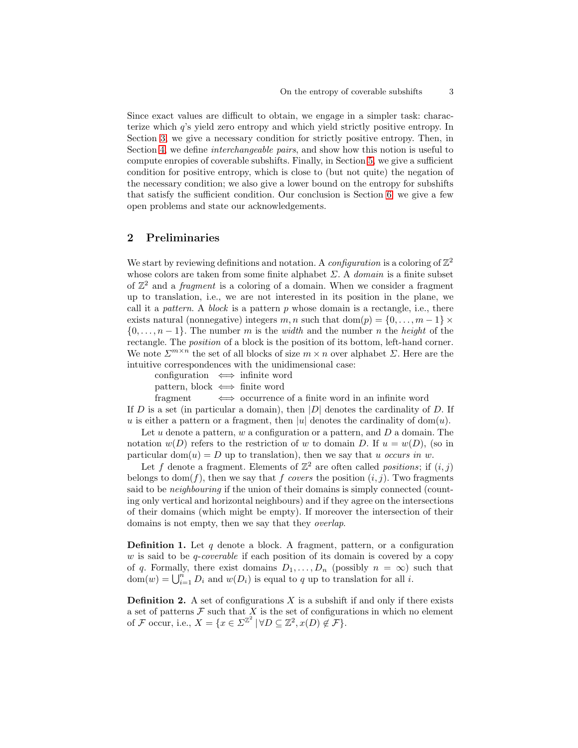Since exact values are difficult to obtain, we engage in a simpler task: characterize which $q$'s yield zero entropy and which yield strictly positive entropy. In Section 3, we give a necessary condition for strictly positive entropy. Then, in Section 4, we define *interchangeable pairs*, and show how this notion is useful to compute enropies of coverable subshifts. Finally, in Section 5, we give a sufficient condition for positive entropy, which is close to (but not quite) the negation of the necessary condition; we also give a lower bound on the entropy for subshifts that satisfy the sufficient condition. Our conclusion is Section 6: we give a few open problems and state our acknowledgements.

## 2 Preliminaries

We start by reviewing definitions and notation. A *configuration* is a coloring of $\mathbb{Z}^2$ whose colors are taken from some finite alphabet $\Sigma$. A *domain* is a finite subset of $\mathbb{Z}^2$ and a *fragment* is a coloring of a domain. When we consider a fragment up to translation, i.e., we are not interested in its position in the plane, we call it a *pattern*. A *block* is a pattern $p$ whose domain is a rectangle, i.e., there exists natural (nonnegative) integers $m, n$ such that $\mathrm{dom}(p) = \{0, \dots, m-1\} \times \{0, \dots, n-1\}$. The number $m$ is the *width* and the number $n$ the *height* of the rectangle. The *position* of a block is the position of its bottom, left-hand corner. We note $\Sigma^{m \times n}$ the set of all blocks of size $m \times n$ over alphabet $\Sigma$. Here are the intuitive correspondences with the unidimensional case:

configuration $\iff$ infinite word
pattern, block $\iff$ finite word
fragment $\iff$ occurrence of a finite word in an infinite word

If $D$ is a set (in particular a domain), then $|D|$ denotes the cardinality of $D$. If $u$ is either a pattern or a fragment, then $|u|$ denotes the cardinality of $\mathrm{dom}(u)$.

Let $u$ denote a pattern, $w$ a configuration or a pattern, and $D$ a domain. The notation $w(D)$ refers to the restriction of $w$ to domain $D$. If $u = w(D)$, (so in particular $\mathrm{dom}(u) = D$ up to translation), then we say that $u$ *occurs in* $w$.

Let $f$ denote a fragment. Elements of $\mathbb{Z}^2$ are often called *positions*; if $(i, j)$ belongs to $\mathrm{dom}(f)$, then we say that $f$ *covers* the position $(i, j)$. Two fragments said to be *neighbouring* if the union of their domains is simply connected (counting only vertical and horizontal neighbours) and if they agree on the intersections of their domains (which might be empty). If moreover the intersection of their domains is not empty, then we say that they *overlap*.

**Definition 1.** Let $q$ denote a block. A fragment, pattern, or a configuration $w$ is said to be *$q$-coverable* if each position of its domain is covered by a copy of $q$. Formally, there exist domains $D_1, \dots, D_n$ (possibly $n = \infty$) such that $\mathrm{dom}(w) = \bigcup_{i=1}^{n} D_i$ and $w(D_i)$ is equal to $q$ up to translation for all $i$.

**Definition 2.** A set of configurations $X$ is a subshift if and only if there exists a set of patterns $\mathcal{F}$ such that $X$ is the set of configurations in which no element of $\mathcal{F}$ occur, i.e., $X = \{x \in \Sigma^{\mathbb{Z}^2} \mid \forall D \subseteq \mathbb{Z}^2, x(D) \notin \mathcal{F}\}$.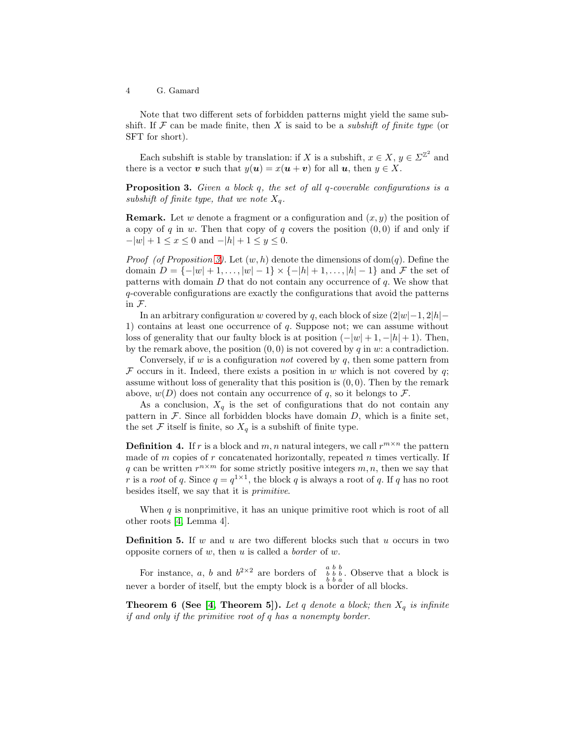Note that two different sets of forbidden patterns might yield the same subshift. If $\mathcal{F}$ can be made finite, then $X$ is said to be a *subshift of finite type* (or SFT for short).

Each subshift is stable by translation: if $X$ is a subshift, $x \in X$, $y \in \Sigma^{\mathbb{Z}^2}$ and there is a vector $\boldsymbol{v}$ such that $y(\boldsymbol{u}) = x(\boldsymbol{u} + \boldsymbol{v})$ for all $\boldsymbol{u}$, then $y \in X$.

**Proposition 3.** *Given a block $q$, the set of all $q$-coverable configurations is a subshift of finite type, that we note $X_q$.*

**Remark.** Let $w$ denote a fragment or a configuration and $(x, y)$ the position of a copy of $q$ in $w$. Then that copy of $q$ covers the position $(0, 0)$ if and only if $-|w| + 1 \leq x \leq 0$ and $-|h| + 1 \leq y \leq 0$.

*Proof (of Proposition 3).* Let $(w, h)$ denote the dimensions of $\mathrm{dom}(q)$. Define the domain $D = \{-|w|+1, \ldots, |w|-1\} \times \{-|h|+1, \ldots, |h|-1\}$ and $\mathcal{F}$ the set of patterns with domain $D$ that do not contain any occurrence of $q$. We show that $q$-coverable configurations are exactly the configurations that avoid the patterns in $\mathcal{F}$.

In an arbitrary configuration $w$ covered by $q$, each block of size $(2|w|-1, 2|h|-1)$ contains at least one occurrence of $q$. Suppose not; we can assume without loss of generality that our faulty block is at position $(-|w|+1, -|h|+1)$. Then, by the remark above, the position $(0, 0)$ is not covered by $q$ in $w$: a contradiction.

Conversely, if $w$ is a configuration *not* covered by $q$, then some pattern from $\mathcal{F}$ occurs in it. Indeed, there exists a position in $w$ which is not covered by $q$; assume without loss of generality that this position is $(0, 0)$. Then by the remark above, $w(D)$ does not contain any occurrence of $q$, so it belongs to $\mathcal{F}$.

As a conclusion, $X_q$ is the set of configurations that do not contain any pattern in $\mathcal{F}$. Since all forbidden blocks have domain $D$, which is a finite set, the set $\mathcal{F}$ itself is finite, so $X_q$ is a subshift of finite type.

**Definition 4.** If $r$ is a block and $m, n$ natural integers, we call $r^{m \times n}$ the pattern made of $m$ copies of $r$ concatenated horizontally, repeated $n$ times vertically. If $q$ can be written $r^{n \times m}$ for some strictly positive integers $m, n$, then we say that $r$ is a *root* of $q$. Since $q = q^{1 \times 1}$, the block $q$ is always a root of $q$. If $q$ has no root besides itself, we say that it is *primitive*.

When $q$ is nonprimitive, it has an unique primitive root which is root of all other roots [4, Lemma 4].

**Definition 5.** If $w$ and $u$ are two different blocks such that $u$ occurs in two opposite corners of $w$, then $u$ is called a *border* of $w$.

For instance, $a$, $b$ and $b^{2 \times 2}$ are borders of $\begin{smallmatrix} a & b & b \\ b & b & b \\ b & b & a \end{smallmatrix}$. Observe that a block is never a border of itself, but the empty block is a border of all blocks.

**Theorem 6 (See [4, Theorem 5]).** *Let $q$ denote a block; then $X_q$ is infinite if and only if the primitive root of $q$ has a nonempty border.*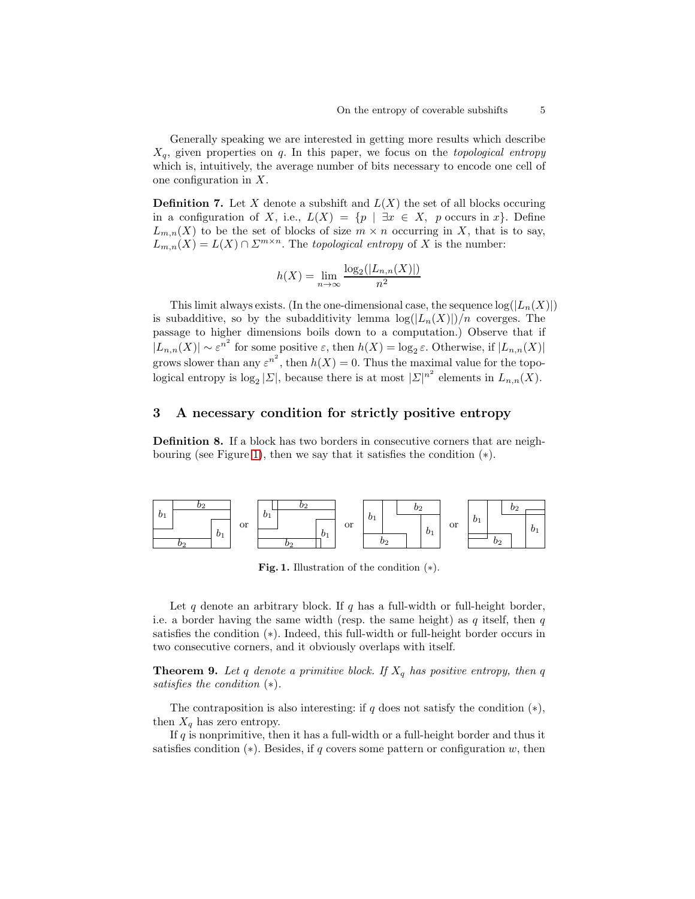Generally speaking we are interested in getting more results which describe $X_q$, given properties on $q$. In this paper, we focus on the *topological entropy* which is, intuitively, the average number of bits necessary to encode one cell of one configuration in $X$.

**Definition 7.** Let $X$ denote a subshift and $L(X)$ the set of all blocks occuring in a configuration of $X$, i.e., $L(X) = \{p \mid \exists x \in X,\ p \text{ occurs in } x\}$. Define $L_{m,n}(X)$ to be the set of blocks of size $m \times n$ occurring in $X$, that is to say, $L_{m,n}(X) = L(X) \cap \Sigma^{m\times n}$. The *topological entropy* of $X$ is the number:

$$h(X) = \lim_{n\to\infty} \frac{\log_2(|L_{n,n}(X)|)}{n^2}$$

This limit always exists. (In the one-dimensional case, the sequence $\log(|L_n(X)|)$ is subadditive, so by the subadditivity lemma $\log(|L_n(X)|)/n$ coverges. The passage to higher dimensions boils down to a computation.) Observe that if $|L_{n,n}(X)| \sim \varepsilon^{n^2}$ for some positive $\varepsilon$, then $h(X) = \log_2 \varepsilon$. Otherwise, if $|L_{n,n}(X)|$ grows slower than any $\varepsilon^{n^2}$, then $h(X) = 0$. Thus the maximal value for the topological entropy is $\log_2 |\Sigma|$, because there is at most $|\Sigma|^{n^2}$ elements in $L_{n,n}(X)$.

## 3 A necessary condition for strictly positive entropy

**Definition 8.** If a block has two borders in consecutive corners that are neighbouring (see Figure 1), then we say that it satisfies the condition $(*)$.

**Fig. 1.** Illustration of the condition $(*)$.

Let $q$ denote an arbitrary block. If $q$ has a full-width or full-height border, i.e. a border having the same width (resp. the same height) as $q$ itself, then $q$ satisfies the condition $(*)$. Indeed, this full-width or full-height border occurs in two consecutive corners, and it obviously overlaps with itself.

**Theorem 9.** *Let $q$ denote a primitive block. If $X_q$ has positive entropy, then $q$ satisfies the condition $(*)$.*

The contraposition is also interesting: if $q$ does not satisfy the condition $(*)$, then $X_q$ has zero entropy.

If $q$ is nonprimitive, then it has a full-width or a full-height border and thus it satisfies condition $(*)$. Besides, if $q$ covers some pattern or configuration $w$, then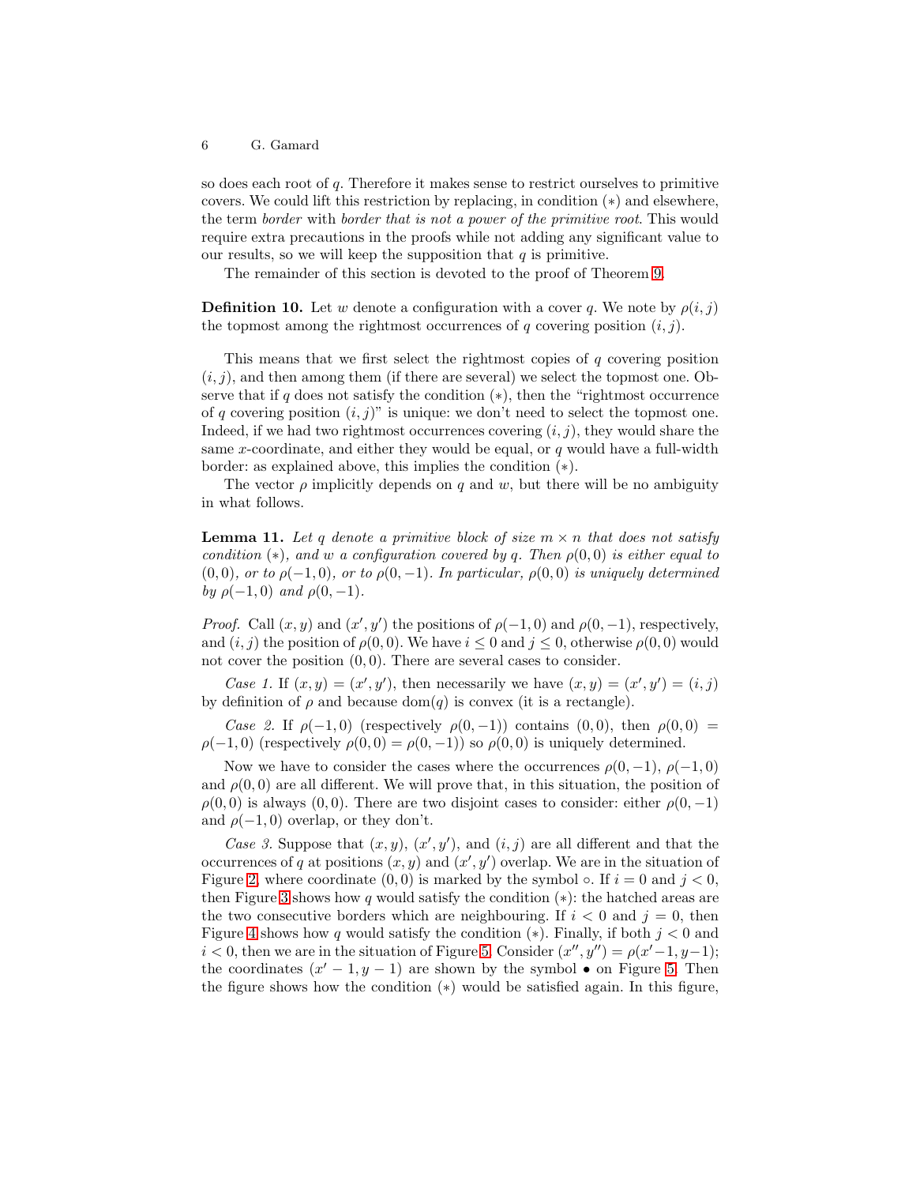so does each root of $q$. Therefore it makes sense to restrict ourselves to primitive covers. We could lift this restriction by replacing, in condition $(*)$ and elsewhere, the term *border* with *border that is not a power of the primitive root*. This would require extra precautions in the proofs while not adding any significant value to our results, so we will keep the supposition that $q$ is primitive.

The remainder of this section is devoted to the proof of Theorem 9.

**Definition 10.** Let $w$ denote a configuration with a cover $q$. We note by $\rho(i,j)$ the topmost among the rightmost occurrences of $q$ covering position $(i,j)$.

This means that we first select the rightmost copies of $q$ covering position $(i,j)$, and then among them (if there are several) we select the topmost one. Observe that if $q$ does not satisfy the condition $(*)$, then the "rightmost occurrence of $q$ covering position $(i,j)$" is unique: we don't need to select the topmost one. Indeed, if we had two rightmost occurrences covering $(i,j)$, they would share the same $x$-coordinate, and either they would be equal, or $q$ would have a full-width border: as explained above, this implies the condition $(*)$.

The vector $\rho$ implicitly depends on $q$ and $w$, but there will be no ambiguity in what follows.

**Lemma 11.** *Let $q$ denote a primitive block of size $m \times n$ that does not satisfy condition $(*)$, and $w$ a configuration covered by $q$. Then $\rho(0,0)$ is either equal to $(0,0)$, or to $\rho(-1,0)$, or to $\rho(0,-1)$. In particular, $\rho(0,0)$ is uniquely determined by $\rho(-1,0)$ and $\rho(0,-1)$.*

*Proof.* Call $(x,y)$ and $(x',y')$ the positions of $\rho(-1,0)$ and $\rho(0,-1)$, respectively, and $(i,j)$ the position of $\rho(0,0)$. We have $i \leq 0$ and $j \leq 0$, otherwise $\rho(0,0)$ would not cover the position $(0,0)$. There are several cases to consider.

*Case 1.* If $(x,y) = (x',y')$, then necessarily we have $(x,y) = (x',y') = (i,j)$ by definition of $\rho$ and because $\mathrm{dom}(q)$ is convex (it is a rectangle).

*Case 2.* If $\rho(-1,0)$ (respectively $\rho(0,-1)$) contains $(0,0)$, then $\rho(0,0) = \rho(-1,0)$ (respectively $\rho(0,0) = \rho(0,-1)$) so $\rho(0,0)$ is uniquely determined.

Now we have to consider the cases where the occurrences $\rho(0,-1)$, $\rho(-1,0)$ and $\rho(0,0)$ are all different. We will prove that, in this situation, the position of $\rho(0,0)$ is always $(0,0)$. There are two disjoint cases to consider: either $\rho(0,-1)$ and $\rho(-1,0)$ overlap, or they don't.

*Case 3.* Suppose that $(x,y)$, $(x',y')$, and $(i,j)$ are all different and that the occurrences of $q$ at positions $(x,y)$ and $(x',y')$ overlap. We are in the situation of Figure 2, where coordinate $(0,0)$ is marked by the symbol $\circ$. If $i = 0$ and $j < 0$, then Figure 3 shows how $q$ would satisfy the condition $(*)$: the hatched areas are the two consecutive borders which are neighbouring. If $i < 0$ and $j = 0$, then Figure 4 shows how $q$ would satisfy the condition $(*)$. Finally, if both $j < 0$ and $i < 0$, then we are in the situation of Figure 5. Consider $(x'',y'') = \rho(x'-1, y-1)$; the coordinates $(x'-1, y-1)$ are shown by the symbol $\bullet$ on Figure 5. Then the figure shows how the condition $(*)$ would be satisfied again. In this figure,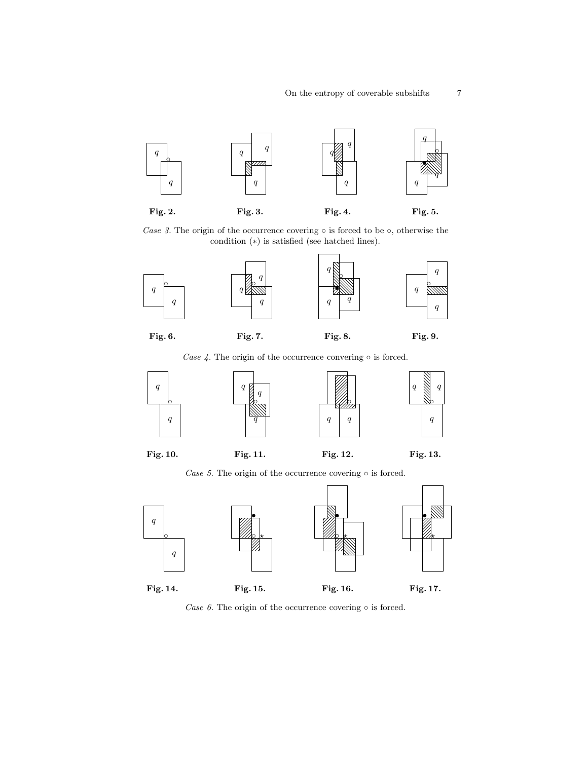**Fig. 2.** **Fig. 3.** **Fig. 4.** **Fig. 5.**

*Case 3.* The origin of the occurrence covering ◦ is forced to be ◦, otherwise the condition (∗) is satisfied (see hatched lines).

**Fig. 6.** **Fig. 7.** **Fig. 8.** **Fig. 9.**

*Case 4.* The origin of the occurrence convering ◦ is forced.

**Fig. 10.** **Fig. 11.** **Fig. 12.** **Fig. 13.**

*Case 5.* The origin of the occurrence covering ◦ is forced.

**Fig. 14.** **Fig. 15.** **Fig. 16.** **Fig. 17.**

*Case 6.* The origin of the occurrence covering ◦ is forced.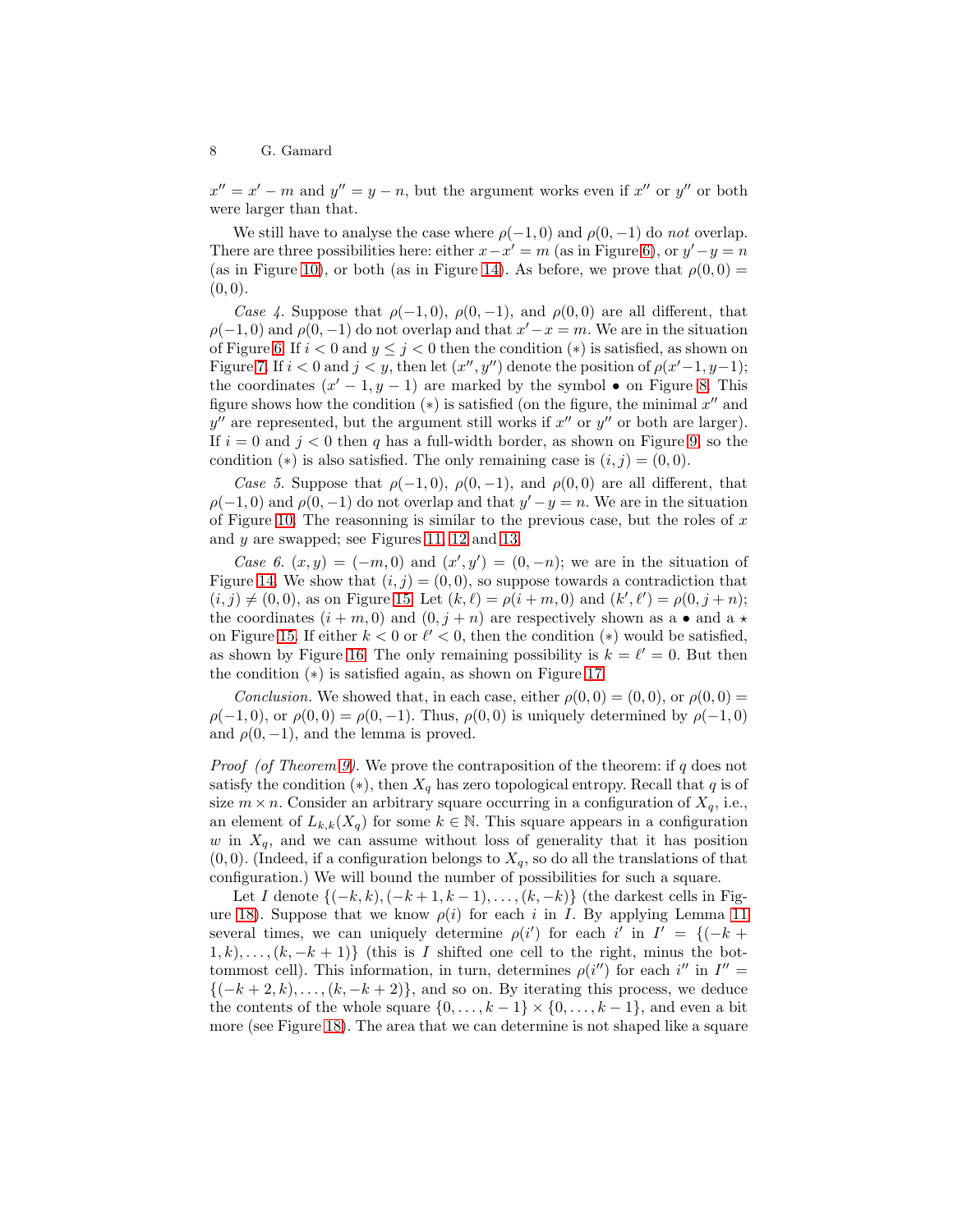$x'' = x' - m$ and $y'' = y - n$, but the argument works even if $x''$ or $y''$ or both were larger than that.

We still have to analyse the case where $\rho(-1,0)$ and $\rho(0,-1)$ do *not* overlap. There are three possibilities here: either $x - x' = m$ (as in Figure 6), or $y' - y = n$ (as in Figure 10), or both (as in Figure 14). As before, we prove that $\rho(0,0) = (0,0)$.

*Case 4.* Suppose that $\rho(-1,0)$, $\rho(0,-1)$, and $\rho(0,0)$ are all different, that $\rho(-1,0)$ and $\rho(0,-1)$ do not overlap and that $x' - x = m$. We are in the situation of Figure 6. If $i < 0$ and $y \le j < 0$ then the condition $(*)$ is satisfied, as shown on Figure 7. If $i < 0$ and $j < y$, then let $(x'', y'')$ denote the position of $\rho(x'-1, y-1)$; the coordinates $(x'-1, y-1)$ are marked by the symbol $\bullet$ on Figure 8. This figure shows how the condition $(*)$ is satisfied (on the figure, the minimal $x''$ and $y''$ are represented, but the argument still works if $x''$ or $y''$ or both are larger). If $i = 0$ and $j < 0$ then $q$ has a full-width border, as shown on Figure 9, so the condition $(*)$ is also satisfied. The only remaining case is $(i,j) = (0,0)$.

*Case 5.* Suppose that $\rho(-1,0)$, $\rho(0,-1)$, and $\rho(0,0)$ are all different, that $\rho(-1,0)$ and $\rho(0,-1)$ do not overlap and that $y' - y = n$. We are in the situation of Figure 10. The reasonning is similar to the previous case, but the roles of $x$ and $y$ are swapped; see Figures 11, 12 and 13.

*Case 6.* $(x,y) = (-m,0)$ and $(x',y') = (0,-n)$; we are in the situation of Figure 14. We show that $(i,j) = (0,0)$, so suppose towards a contradiction that $(i,j) \neq (0,0)$, as on Figure 15. Let $(k,\ell) = \rho(i+m,0)$ and $(k',\ell') = \rho(0,j+n)$; the coordinates $(i+m,0)$ and $(0,j+n)$ are respectively shown as a $\bullet$ and a $\star$ on Figure 15. If either $k < 0$ or $\ell' < 0$, then the condition $(*)$ would be satisfied, as shown by Figure 16. The only remaining possibility is $k = \ell' = 0$. But then the condition $(*)$ is satisfied again, as shown on Figure 17.

*Conclusion.* We showed that, in each case, either $\rho(0,0) = (0,0)$, or $\rho(0,0) = \rho(-1,0)$, or $\rho(0,0) = \rho(0,-1)$. Thus, $\rho(0,0)$ is uniquely determined by $\rho(-1,0)$ and $\rho(0,-1)$, and the lemma is proved.

*Proof (of Theorem 9).* We prove the contraposition of the theorem: if $q$ does not satisfy the condition $(*)$, then $X_q$ has zero topological entropy. Recall that $q$ is of size $m \times n$. Consider an arbitrary square occurring in a configuration of $X_q$, i.e., an element of $L_{k,k}(X_q)$ for some $k \in \mathbb{N}$. This square appears in a configuration $w$ in $X_q$, and we can assume without loss of generality that it has position $(0,0)$. (Indeed, if a configuration belongs to $X_q$, so do all the translations of that configuration.) We will bound the number of possibilities for such a square.

Let $I$ denote $\{(-k,k), (-k+1,k-1), \ldots, (k,-k)\}$ (the darkest cells in Figure 18). Suppose that we know $\rho(i)$ for each $i$ in $I$. By applying Lemma 11 several times, we can uniquely determine $\rho(i')$ for each $i'$ in $I' = \{(-k+1,k), \ldots, (k,-k+1)\}$ (this is $I$ shifted one cell to the right, minus the bottommost cell). This information, in turn, determines $\rho(i'')$ for each $i''$ in $I'' = \{(-k+2,k), \ldots, (k,-k+2)\}$, and so on. By iterating this process, we deduce the contents of the whole square $\{0,\ldots,k-1\} \times \{0,\ldots,k-1\}$, and even a bit more (see Figure 18). The area that we can determine is not shaped like a square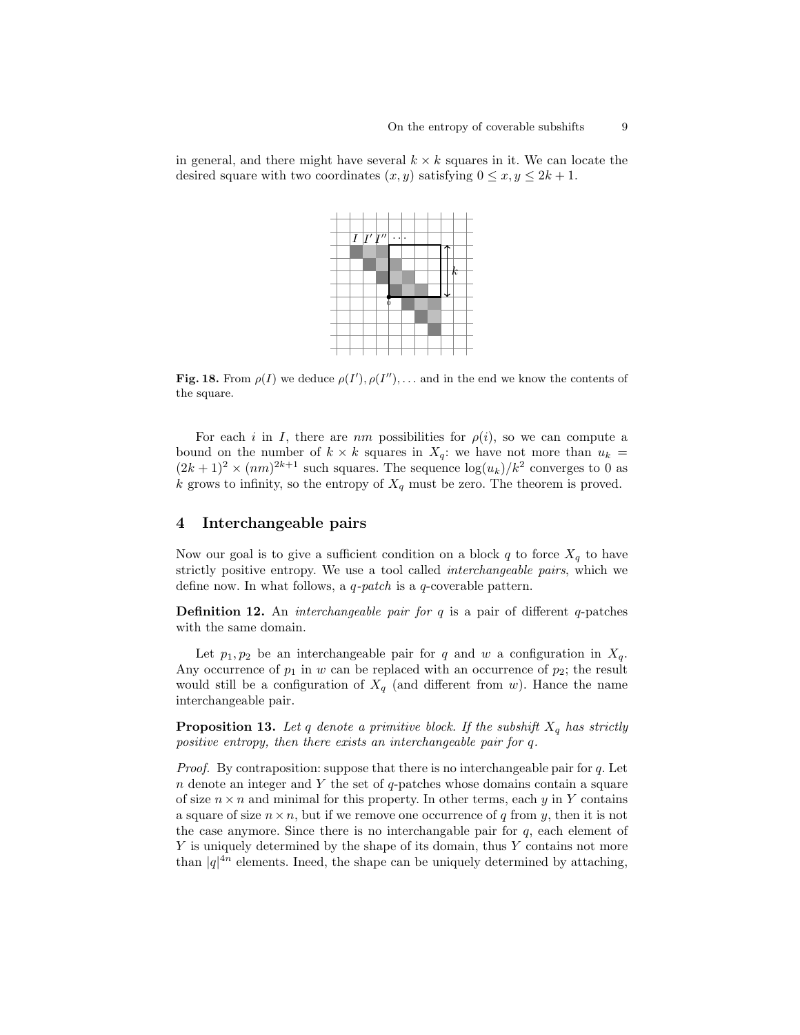in general, and there might have several $k \times k$ squares in it. We can locate the desired square with two coordinates $(x, y)$ satisfying $0 \leq x, y \leq 2k + 1$.

**Fig. 18.** From $\rho(I)$ we deduce $\rho(I'), \rho(I''), \ldots$ and in the end we know the contents of the square.

For each $i$ in $I$, there are $nm$ possibilities for $\rho(i)$, so we can compute a bound on the number of $k \times k$ squares in $X_q$: we have not more than $u_k = (2k+1)^2 \times (nm)^{2k+1}$ such squares. The sequence $\log(u_k)/k^2$ converges to 0 as $k$ grows to infinity, so the entropy of $X_q$ must be zero. The theorem is proved.

## 4 Interchangeable pairs

Now our goal is to give a sufficient condition on a block $q$ to force $X_q$ to have strictly positive entropy. We use a tool called *interchangeable pairs*, which we define now. In what follows, a *q-patch* is a $q$-coverable pattern.

**Definition 12.** An *interchangeable pair for q* is a pair of different $q$-patches with the same domain.

Let $p_1, p_2$ be an interchangeable pair for $q$ and $w$ a configuration in $X_q$. Any occurrence of $p_1$ in $w$ can be replaced with an occurrence of $p_2$; the result would still be a configuration of $X_q$ (and different from $w$). Hance the name interchangeable pair.

**Proposition 13.** *Let q denote a primitive block. If the subshift $X_q$ has strictly positive entropy, then there exists an interchangeable pair for q.*

*Proof.* By contraposition: suppose that there is no interchangeable pair for $q$. Let $n$ denote an integer and $Y$ the set of $q$-patches whose domains contain a square of size $n \times n$ and minimal for this property. In other terms, each $y$ in $Y$ contains a square of size $n \times n$, but if we remove one occurrence of $q$ from $y$, then it is not the case anymore. Since there is no interchangable pair for $q$, each element of $Y$ is uniquely determined by the shape of its domain, thus $Y$ contains not more than $|q|^{4n}$ elements. Ineed, the shape can be uniquely determined by attaching,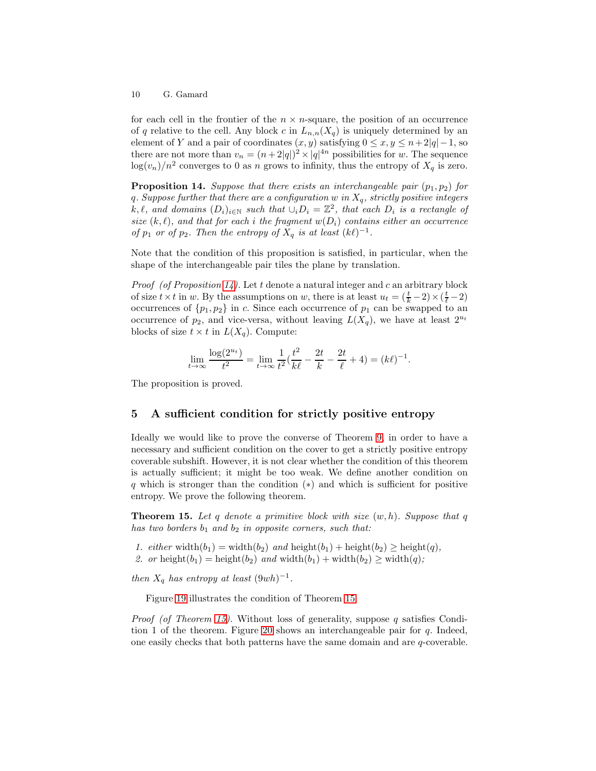for each cell in the frontier of the $n \times n$-square, the position of an occurrence of $q$ relative to the cell. Any block $c$ in $L_{n,n}(X_q)$ is uniquely determined by an element of $Y$ and a pair of coordinates $(x, y)$ satisfying $0 \leq x, y \leq n + 2|q| - 1$, so there are not more than $v_n = (n + 2|q|)^2 \times |q|^{4n}$ possibilities for $w$. The sequence $\log(v_n)/n^2$ converges to 0 as $n$ grows to infinity, thus the entropy of $X_q$ is zero.

**Proposition 14.** *Suppose that there exists an interchangeable pair $(p_1, p_2)$ for $q$. Suppose further that there are a configuration $w$ in $X_q$, strictly positive integers $k, \ell$, and domains $(D_i)_{i \in \mathbb{N}}$ such that $\cup_i D_i = \mathbb{Z}^2$, that each $D_i$ is a rectangle of size $(k, \ell)$, and that for each $i$ the fragment $w(D_i)$ contains either an occurrence of $p_1$ or of $p_2$. Then the entropy of $X_q$ is at least $(k\ell)^{-1}$.*

Note that the condition of this proposition is satisfied, in particular, when the shape of the interchangeable pair tiles the plane by translation.

*Proof (of Proposition 14).* Let $t$ denote a natural integer and $c$ an arbitrary block of size $t \times t$ in $w$. By the assumptions on $w$, there is at least $u_t = (\frac{t}{k} - 2) \times (\frac{t}{\ell} - 2)$ occurrences of $\{p_1, p_2\}$ in $c$. Since each occurrence of $p_1$ can be swapped to an occurrence of $p_2$, and vice-versa, without leaving $L(X_q)$, we have at least $2^{u_t}$ blocks of size $t \times t$ in $L(X_q)$. Compute:

$$\lim_{t \to \infty} \frac{\log(2^{u_t})}{t^2} = \lim_{t \to \infty} \frac{1}{t^2} \left( \frac{t^2}{k\ell} - \frac{2t}{k} - \frac{2t}{\ell} + 4 \right) = (k\ell)^{-1}.$$

The proposition is proved.

## 5 A sufficient condition for strictly positive entropy

Ideally we would like to prove the converse of Theorem 9, in order to have a necessary and sufficient condition on the cover to get a strictly positive entropy coverable subshift. However, it is not clear whether the condition of this theorem is actually sufficient; it might be too weak. We define another condition on $q$ which is stronger than the condition $(*)$ and which is sufficient for positive entropy. We prove the following theorem.

**Theorem 15.** *Let $q$ denote a primitive block with size $(w, h)$. Suppose that $q$ has two borders $b_1$ and $b_2$ in opposite corners, such that:*

1. *either* $\text{width}(b_1) = \text{width}(b_2)$ *and* $\text{height}(b_1) + \text{height}(b_2) \geq \text{height}(q)$,
2. *or* $\text{height}(b_1) = \text{height}(b_2)$ *and* $\text{width}(b_1) + \text{width}(b_2) \geq \text{width}(q)$;

*then $X_q$ has entropy at least $(9wh)^{-1}$.*

Figure 19 illustrates the condition of Theorem 15.

*Proof (of Theorem 15).* Without loss of generality, suppose $q$ satisfies Condition 1 of the theorem. Figure 20 shows an interchangeable pair for $q$. Indeed, one easily checks that both patterns have the same domain and are $q$-coverable.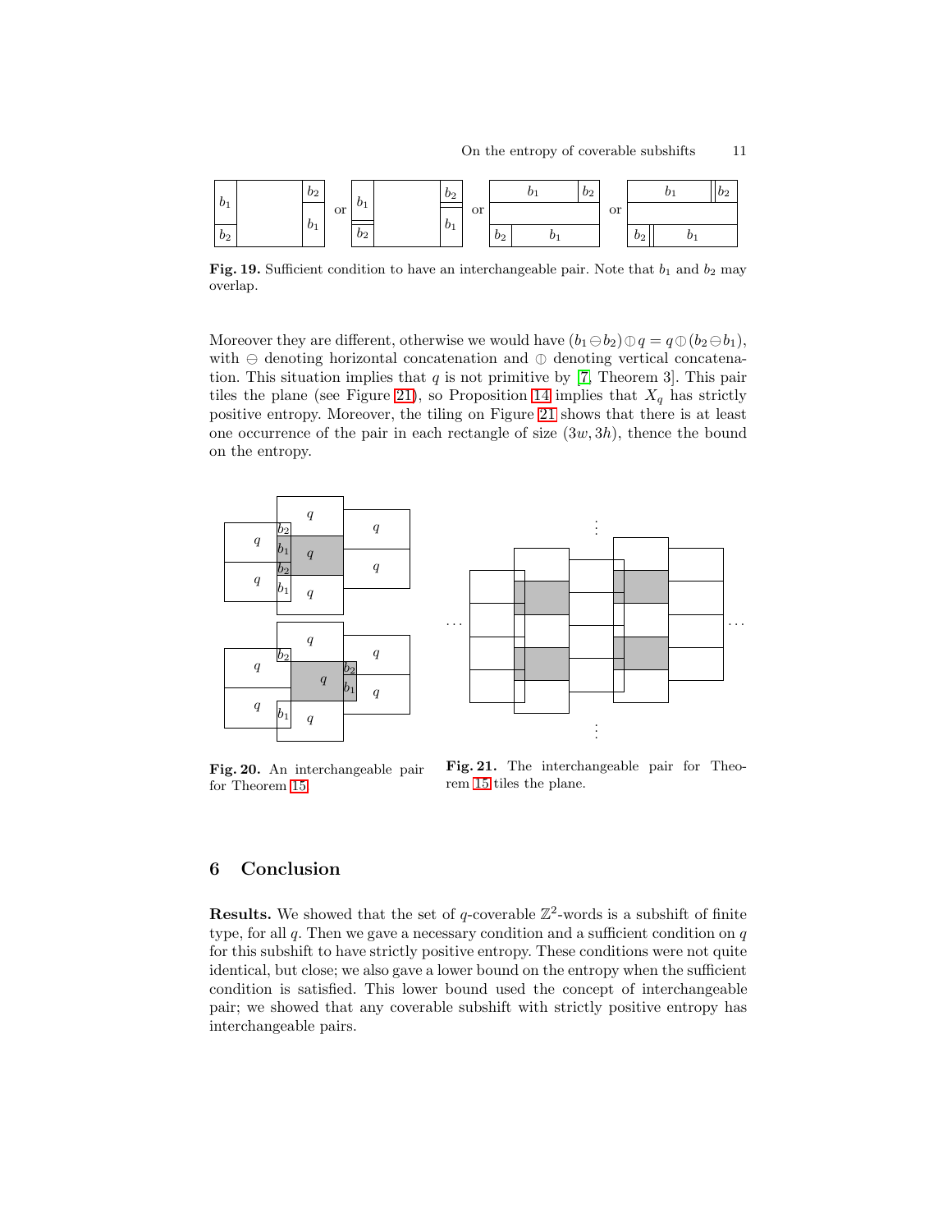Fig. 19. Sufficient condition to have an interchangeable pair. Note that $b_1$ and $b_2$ may overlap.

Moreover they are different, otherwise we would have $(b_1 \ominus b_2) \oplus q = q \oplus (b_2 \ominus b_1)$, with $\ominus$ denoting horizontal concatenation and $\oplus$ denoting vertical concatenation. This situation implies that $q$ is not primitive by [7, Theorem 3]. This pair tiles the plane (see Figure 21), so Proposition 14 implies that $X_q$ has strictly positive entropy. Moreover, the tiling on Figure 21 shows that there is at least one occurrence of the pair in each rectangle of size $(3w, 3h)$, thence the bound on the entropy.

Fig. 20. An interchangeable pair for Theorem 15.

Fig. 21. The interchangeable pair for Theorem 15 tiles the plane.

## 6 Conclusion

**Results.** We showed that the set of $q$-coverable $\mathbb{Z}^2$-words is a subshift of finite type, for all $q$. Then we gave a necessary condition and a sufficient condition on $q$ for this subshift to have strictly positive entropy. These conditions were not quite identical, but close; we also gave a lower bound on the entropy when the sufficient condition is satisfied. This lower bound used the concept of interchangeable pair; we showed that any coverable subshift with strictly positive entropy has interchangeable pairs.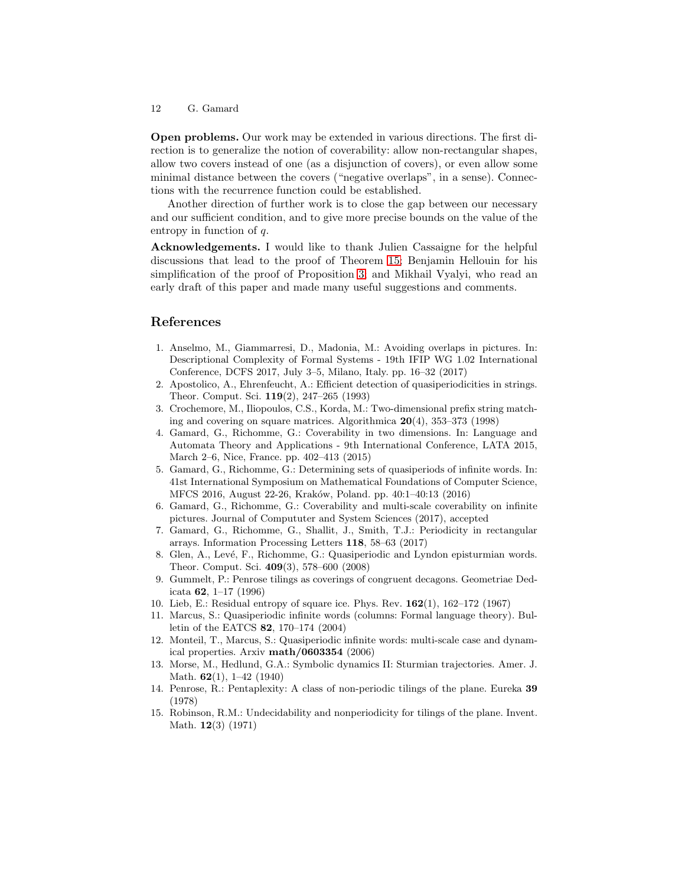**Open problems.** Our work may be extended in various directions. The first direction is to generalize the notion of coverability: allow non-rectangular shapes, allow two covers instead of one (as a disjunction of covers), or even allow some minimal distance between the covers ("negative overlaps", in a sense). Connections with the recurrence function could be established.

Another direction of further work is to close the gap between our necessary and our sufficient condition, and to give more precise bounds on the value of the entropy in function of $q$.

**Acknowledgements.** I would like to thank Julien Cassaigne for the helpful discussions that lead to the proof of Theorem 15; Benjamin Hellouin for his simplification of the proof of Proposition 3; and Mikhail Vyalyi, who read an early draft of this paper and made many useful suggestions and comments.

## References

1. Anselmo, M., Giammarresi, D., Madonia, M.: Avoiding overlaps in pictures. In: Descriptional Complexity of Formal Systems - 19th IFIP WG 1.02 International Conference, DCFS 2017, July 3–5, Milano, Italy. pp. 16–32 (2017)
2. Apostolico, A., Ehrenfeucht, A.: Efficient detection of quasiperiodicities in strings. Theor. Comput. Sci. **119**(2), 247–265 (1993)
3. Crochemore, M., Iliopoulos, C.S., Korda, M.: Two-dimensional prefix string matching and covering on square matrices. Algorithmica **20**(4), 353–373 (1998)
4. Gamard, G., Richomme, G.: Coverability in two dimensions. In: Language and Automata Theory and Applications - 9th International Conference, LATA 2015, March 2–6, Nice, France. pp. 402–413 (2015)
5. Gamard, G., Richomme, G.: Determining sets of quasiperiods of infinite words. In: 41st International Symposium on Mathematical Foundations of Computer Science, MFCS 2016, August 22-26, Kraków, Poland. pp. 40:1–40:13 (2016)
6. Gamard, G., Richomme, G.: Coverability and multi-scale coverability on infinite pictures. Journal of Compututer and System Sciences (2017), accepted
7. Gamard, G., Richomme, G., Shallit, J., Smith, T.J.: Periodicity in rectangular arrays. Information Processing Letters **118**, 58–63 (2017)
8. Glen, A., Levé, F., Richomme, G.: Quasiperiodic and Lyndon episturmian words. Theor. Comput. Sci. **409**(3), 578–600 (2008)
9. Gummelt, P.: Penrose tilings as coverings of congruent decagons. Geometriae Dedicata **62**, 1–17 (1996)
10. Lieb, E.: Residual entropy of square ice. Phys. Rev. **162**(1), 162–172 (1967)
11. Marcus, S.: Quasiperiodic infinite words (columns: Formal language theory). Bulletin of the EATCS **82**, 170–174 (2004)
12. Monteil, T., Marcus, S.: Quasiperiodic infinite words: multi-scale case and dynamical properties. Arxiv **math/0603354** (2006)
13. Morse, M., Hedlund, G.A.: Symbolic dynamics II: Sturmian trajectories. Amer. J. Math. **62**(1), 1–42 (1940)
14. Penrose, R.: Pentaplexity: A class of non-periodic tilings of the plane. Eureka **39** (1978)
15. Robinson, R.M.: Undecidability and nonperiodicity for tilings of the plane. Invent. Math. **12**(3) (1971)